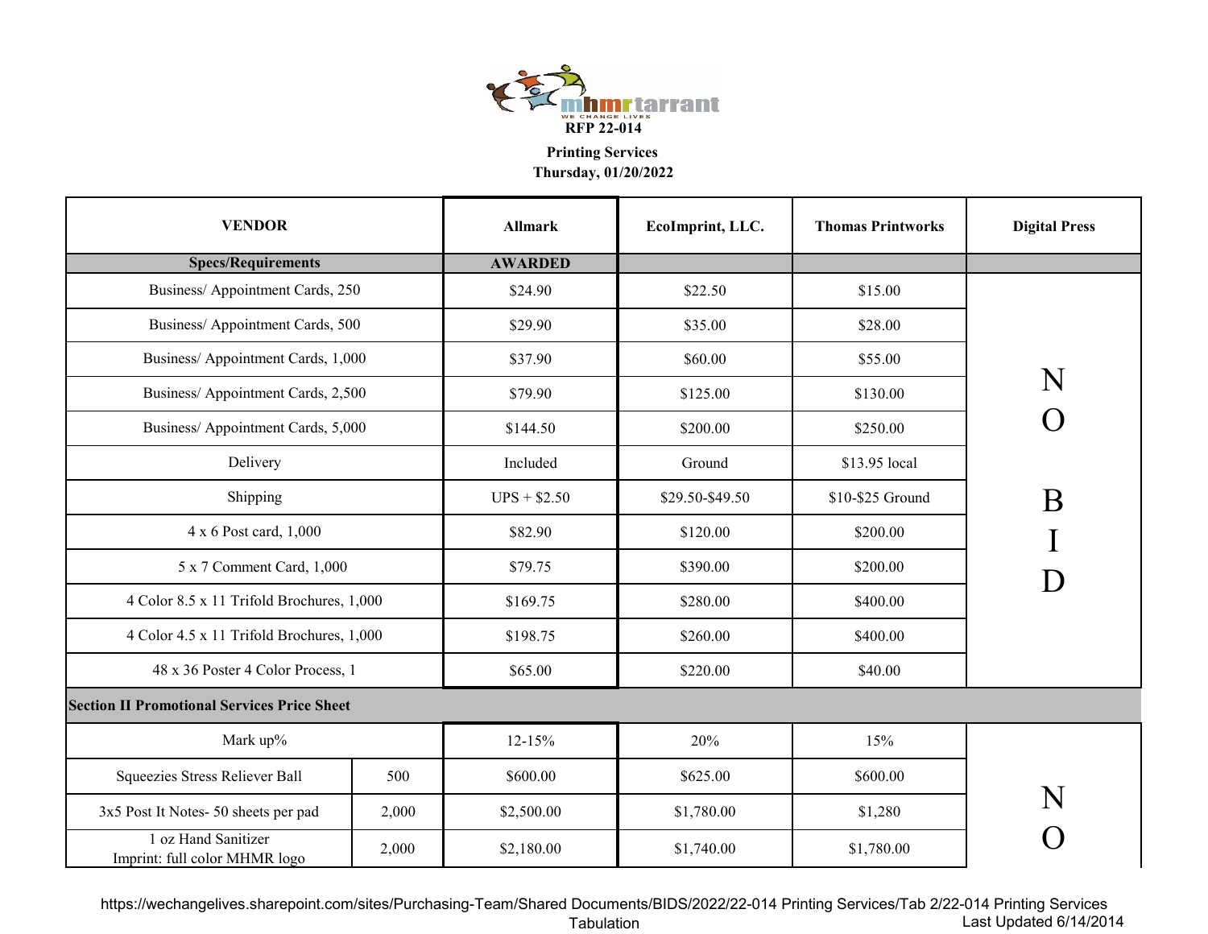mhmrtarrant
WE CHANGE LIVES

**RFP 22-014**

**Printing Services**

**Thursday, 01/20/2022**

| VENDOR | | Allmark | EcoImprint, LLC. | Thomas Printworks | Digital Press |
|---|---|---|---|---|---|
| **Specs/Requirements** | | **AWARDED** | | | |
| Business/ Appointment Cards, 250 | | $24.90 | $22.50 | $15.00 | NO BID |
| Business/ Appointment Cards, 500 | | $29.90 | $35.00 | $28.00 | |
| Business/ Appointment Cards, 1,000 | | $37.90 | $60.00 | $55.00 | |
| Business/ Appointment Cards, 2,500 | | $79.90 | $125.00 | $130.00 | |
| Business/ Appointment Cards, 5,000 | | $144.50 | $200.00 | $250.00 | |
| Delivery | | Included | Ground | $13.95 local | |
| Shipping | | UPS + $2.50 | $29.50-$49.50 | $10-$25 Ground | |
| 4 x 6 Post card, 1,000 | | $82.90 | $120.00 | $200.00 | |
| 5 x 7 Comment Card, 1,000 | | $79.75 | $390.00 | $200.00 | |
| 4 Color 8.5 x 11 Trifold Brochures, 1,000 | | $169.75 | $280.00 | $400.00 | |
| 4 Color 4.5 x 11 Trifold Brochures, 1,000 | | $198.75 | $260.00 | $400.00 | |
| 48 x 36 Poster 4 Color Process, 1 | | $65.00 | $220.00 | $40.00 | |
| **Section II Promotional Services Price Sheet** | | | | | |
| Mark up% | | 12-15% | 20% | 15% | NO |
| Squeezies Stress Reliever Ball | 500 | $600.00 | $625.00 | $600.00 | |
| 3x5 Post It Notes- 50 sheets per pad | 2,000 | $2,500.00 | $1,780.00 | $1,280 | |
| 1 oz Hand Sanitizer Imprint: full color MHMR logo | 2,000 | $2,180.00 | $1,740.00 | $1,780.00 | |

https://wechangelives.sharepoint.com/sites/Purchasing-Team/Shared Documents/BIDS/2022/22-014 Printing Services/Tab 2/22-014 Printing Services Tabulation

Last Updated 6/14/2014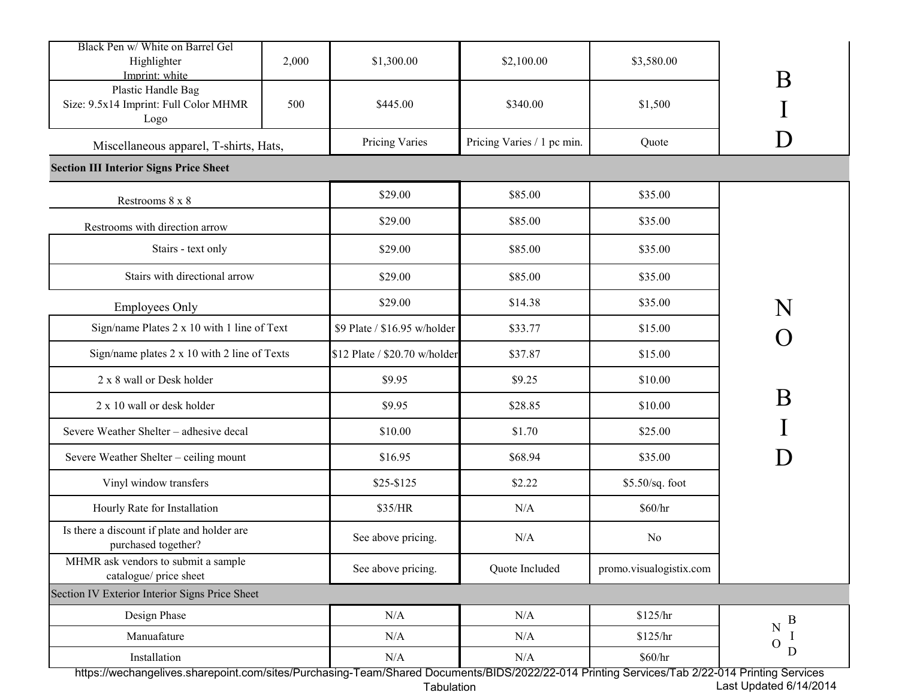| | | | | | |
|---|---|---|---|---|---|
| Black Pen w/ White on Barrel Gel Highlighter Imprint: white | 2,000 | $1,300.00 | $2,100.00 | $3,580.00 | B I D |
| Plastic Handle Bag Size: 9.5x14 Imprint: Full Color MHMR Logo | 500 | $445.00 | $340.00 | $1,500 | |
| Miscellaneous apparel, T-shirts, Hats, | | Pricing Varies | Pricing Varies / 1 pc min. | Quote | |
| **Section III Interior Signs Price Sheet** | | | | | |
| Restrooms 8 x 8 | | $29.00 | $85.00 | $35.00 | N O B I D |
| Restrooms with direction arrow | | $29.00 | $85.00 | $35.00 | |
| Stairs - text only | | $29.00 | $85.00 | $35.00 | |
| Stairs with directional arrow | | $29.00 | $85.00 | $35.00 | |
| Employees Only | | $29.00 | $14.38 | $35.00 | |
| Sign/name Plates 2 x 10 with 1 line of Text | | $9 Plate / $16.95 w/holder | $33.77 | $15.00 | |
| Sign/name plates 2 x 10 with 2 line of Texts | | $12 Plate / $20.70 w/holder | $37.87 | $15.00 | |
| 2 x 8 wall or Desk holder | | $9.95 | $9.25 | $10.00 | |
| 2 x 10 wall or desk holder | | $9.95 | $28.85 | $10.00 | |
| Severe Weather Shelter – adhesive decal | | $10.00 | $1.70 | $25.00 | |
| Severe Weather Shelter – ceiling mount | | $16.95 | $68.94 | $35.00 | |
| Vinyl window transfers | | $25-$125 | $2.22 | $5.50/sq. foot | |
| Hourly Rate for Installation | | $35/HR | N/A | $60/hr | |
| Is there a discount if plate and holder are purchased together? | | See above pricing. | N/A | No | |
| MHMR ask vendors to submit a sample catalogue/ price sheet | | See above pricing. | Quote Included | promo.visualogistix.com | |
| Section IV Exterior Interior Signs Price Sheet | | | | | |
| Design Phase | | N/A | N/A | $125/hr | NO BID |
| Manuafature | | N/A | N/A | $125/hr | |
| Installation | | N/A | N/A | $60/hr | |

https://wechangelives.sharepoint.com/sites/Purchasing-Team/Shared Documents/BIDS/2022/22-014 Printing Services/Tab 2/22-014 Printing Services Tabulation

Last Updated 6/14/2014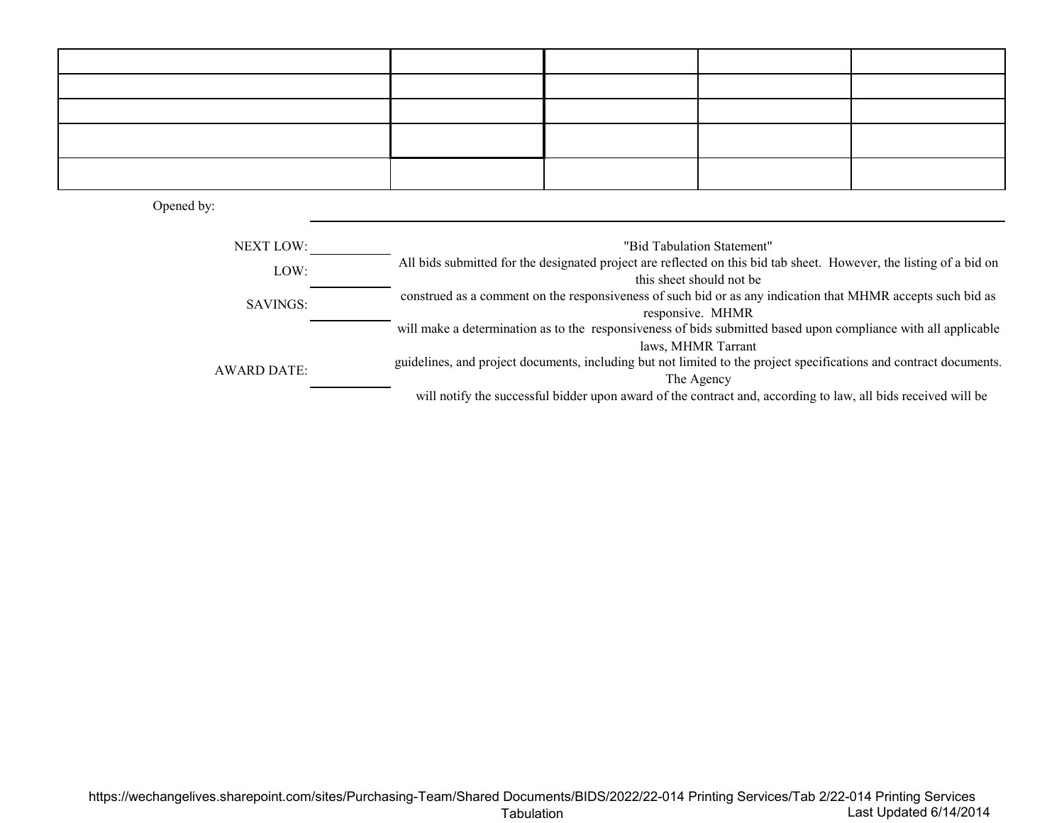| | | | | |
|---|---|---|---|---|
| | | | | |
| | | | | |
| | | | | |
| | | | | |
| | | | | |

Opened by:

NEXT LOW:

LOW:

SAVINGS:

AWARD DATE:

"Bid Tabulation Statement"

All bids submitted for the designated project are reflected on this bid tab sheet. However, the listing of a bid on this sheet should not be construed as a comment on the responsiveness of such bid or as any indication that MHMR accepts such bid as responsive. MHMR will make a determination as to the responsiveness of bids submitted based upon compliance with all applicable laws, MHMR Tarrant guidelines, and project documents, including but not limited to the project specifications and contract documents. The Agency will notify the successful bidder upon award of the contract and, according to law, all bids received will be

https://wechangelives.sharepoint.com/sites/Purchasing-Team/Shared Documents/BIDS/2022/22-014 Printing Services/Tab 2/22-014 Printing Services Tabulation

Last Updated 6/14/2014